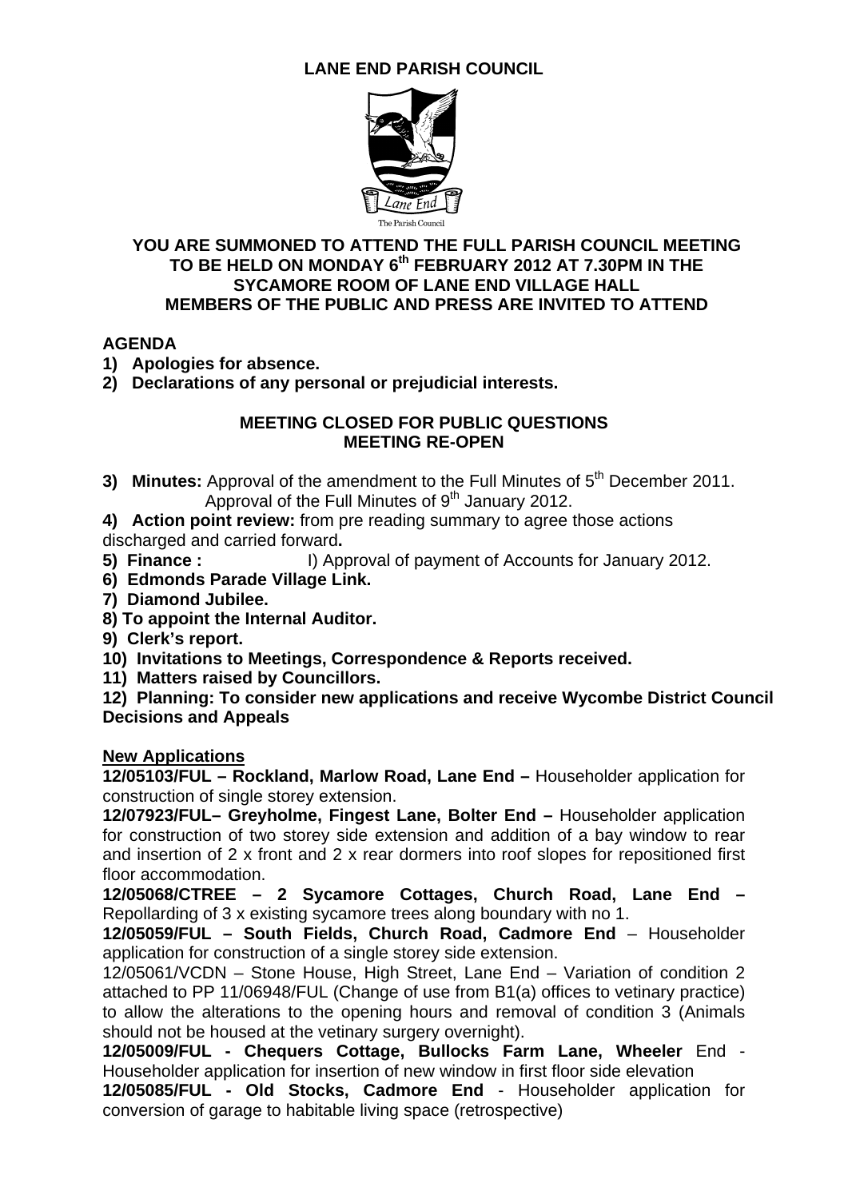# LANE END PARISH COUNCIL

The Parish Council

**YOU ARE SUMMONED TO ATTEND THE FULL PARISH COUNCIL MEETING TO BE HELD ON MONDAY 6th FEBRUARY 2012 AT 7.30PM IN THE SYCAMORE ROOM OF LANE END VILLAGE HALL MEMBERS OF THE PUBLIC AND PRESS ARE INVITED TO ATTEND**

## AGENDA

1) **Apologies for absence.**
2) **Declarations of any personal or prejudicial interests.**

**MEETING CLOSED FOR PUBLIC QUESTIONS**
**MEETING RE-OPEN**

3) **Minutes:** Approval of the amendment to the Full Minutes of 5th December 2011. Approval of the Full Minutes of 9th January 2012.
4) **Action point review:** from pre reading summary to agree those actions discharged and carried forward**.**
5) **Finance :** I) Approval of payment of Accounts for January 2012.
6) **Edmonds Parade Village Link.**
7) **Diamond Jubilee.**
8) **To appoint the Internal Auditor.**
9) **Clerk's report.**
10) **Invitations to Meetings, Correspondence & Reports received.**
11) **Matters raised by Councillors.**
12) **Planning: To consider new applications and receive Wycombe District Council Decisions and Appeals**

**New Applications**

**12/05103/FUL – Rockland, Marlow Road, Lane End –** Householder application for construction of single storey extension.

**12/07923/FUL– Greyholme, Fingest Lane, Bolter End –** Householder application for construction of two storey side extension and addition of a bay window to rear and insertion of 2 x front and 2 x rear dormers into roof slopes for repositioned first floor accommodation.

**12/05068/CTREE – 2 Sycamore Cottages, Church Road, Lane End –** Repollarding of 3 x existing sycamore trees along boundary with no 1.

**12/05059/FUL – South Fields, Church Road, Cadmore End** – Householder application for construction of a single storey side extension.

12/05061/VCDN – Stone House, High Street, Lane End – Variation of condition 2 attached to PP 11/06948/FUL (Change of use from B1(a) offices to vetinary practice) to allow the alterations to the opening hours and removal of condition 3 (Animals should not be housed at the vetinary surgery overnight).

**12/05009/FUL - Chequers Cottage, Bullocks Farm Lane, Wheeler** End - Householder application for insertion of new window in first floor side elevation

**12/05085/FUL - Old Stocks, Cadmore End** - Householder application for conversion of garage to habitable living space (retrospective)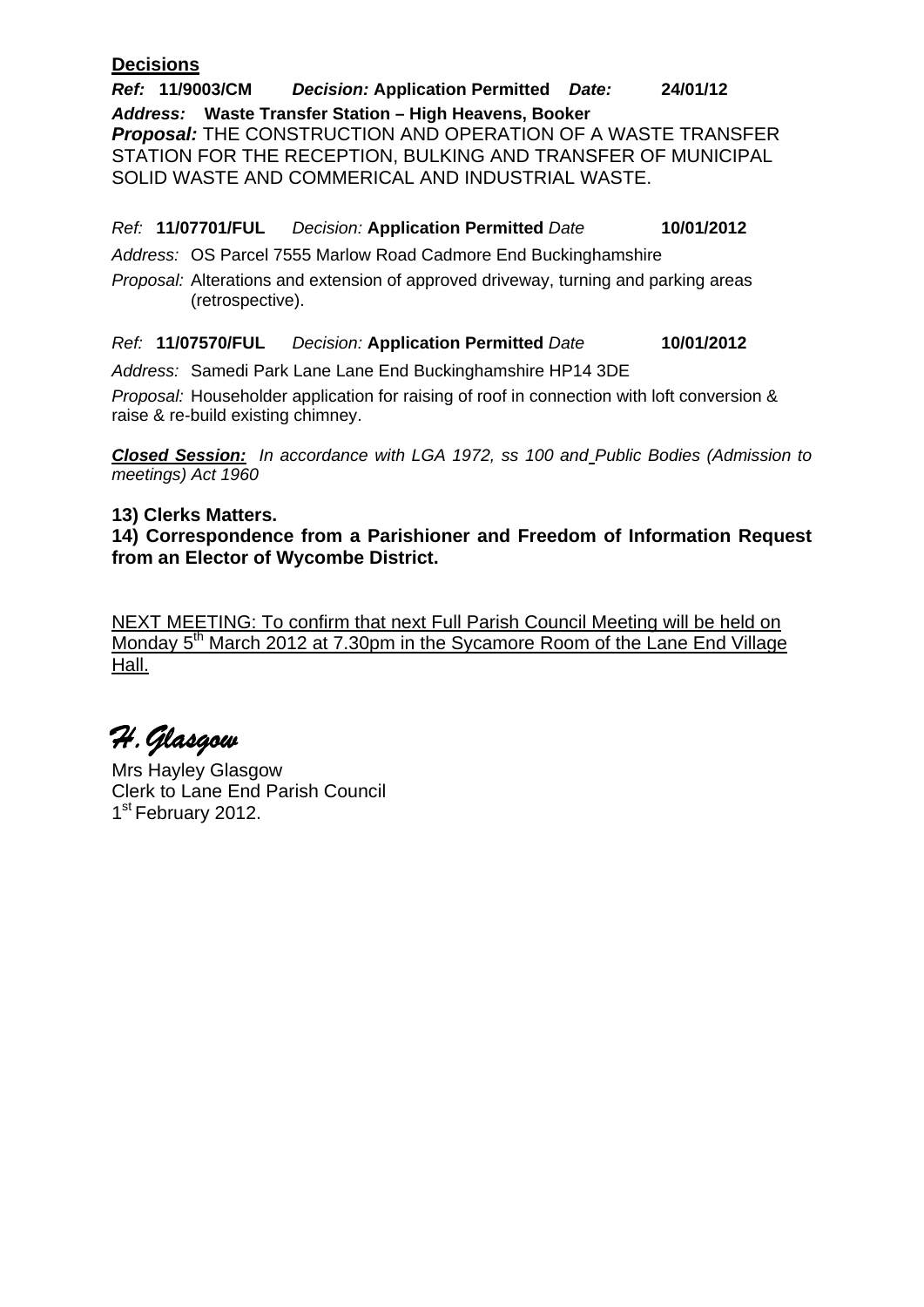**Decisions**

***Ref:* 11/9003/CM** ***Decision:* Application Permitted** ***Date:*** **24/01/12**

***Address:*** **Waste Transfer Station – High Heavens, Booker**

***Proposal:*** THE CONSTRUCTION AND OPERATION OF A WASTE TRANSFER STATION FOR THE RECEPTION, BULKING AND TRANSFER OF MUNICIPAL SOLID WASTE AND COMMERICAL AND INDUSTRIAL WASTE.

*Ref:* **11/07701/FUL** *Decision:* **Application Permitted** *Date* **10/01/2012**

*Address:* OS Parcel 7555 Marlow Road Cadmore End Buckinghamshire

*Proposal:* Alterations and extension of approved driveway, turning and parking areas (retrospective).

*Ref:* **11/07570/FUL** *Decision:* **Application Permitted** *Date* **10/01/2012**

*Address:* Samedi Park Lane Lane End Buckinghamshire HP14 3DE

*Proposal:* Householder application for raising of roof in connection with loft conversion & raise & re-build existing chimney.

***Closed Session:*** *In accordance with LGA 1972, ss 100 and Public Bodies (Admission to meetings) Act 1960*

**13) Clerks Matters.**

**14) Correspondence from a Parishioner and Freedom of Information Request from an Elector of Wycombe District.**

NEXT MEETING: To confirm that next Full Parish Council Meeting will be held on Monday 5th March 2012 at 7.30pm in the Sycamore Room of the Lane End Village Hall.

*H.Glasgow*

Mrs Hayley Glasgow
Clerk to Lane End Parish Council
1st February 2012.